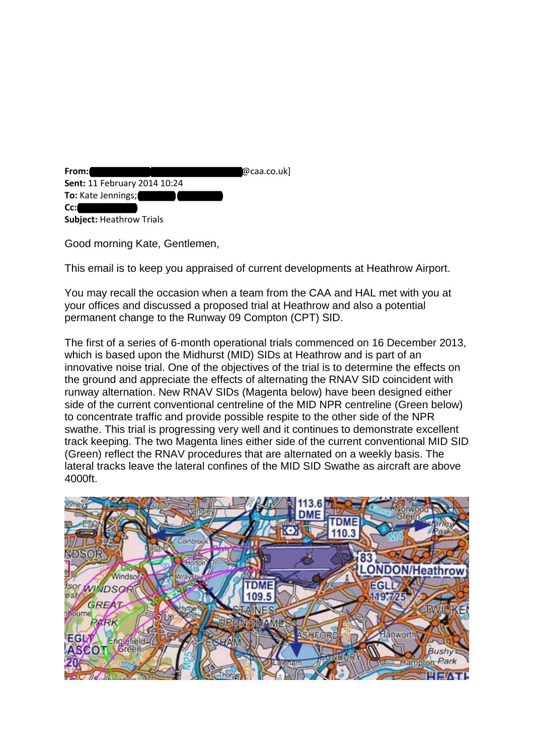**From:** @caa.co.uk]
**Sent:** 11 February 2014 10:24
**To:** Kate Jennings;
**Cc:**
**Subject:** Heathrow Trials

Good morning Kate, Gentlemen,

This email is to keep you appraised of current developments at Heathrow Airport.

You may recall the occasion when a team from the CAA and HAL met with you at your offices and discussed a proposed trial at Heathrow and also a potential permanent change to the Runway 09 Compton (CPT) SID.

The first of a series of 6-month operational trials commenced on 16 December 2013, which is based upon the Midhurst (MID) SIDs at Heathrow and is part of an innovative noise trial. One of the objectives of the trial is to determine the effects on the ground and appreciate the effects of alternating the RNAV SID coincident with runway alternation. New RNAV SIDs (Magenta below) have been designed either side of the current conventional centreline of the MID NPR centreline (Green below) to concentrate traffic and provide possible respite to the other side of the NPR swathe. This trial is progressing very well and it continues to demonstrate excellent track keeping. The two Magenta lines either side of the current conventional MID SID (Green) reflect the RNAV procedures that are alternated on a weekly basis. The lateral tracks leave the lateral confines of the MID SID Swathe as aircraft are above 4000ft.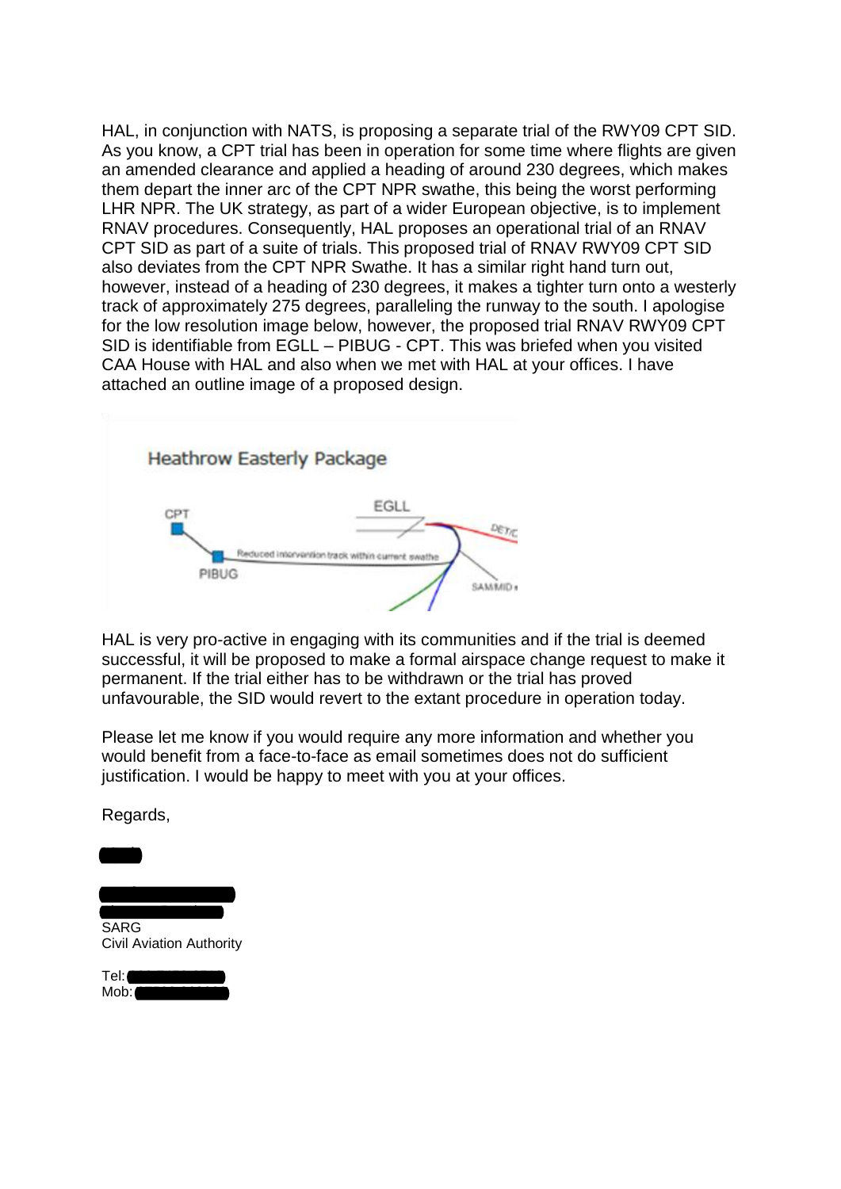HAL, in conjunction with NATS, is proposing a separate trial of the RWY09 CPT SID. As you know, a CPT trial has been in operation for some time where flights are given an amended clearance and applied a heading of around 230 degrees, which makes them depart the inner arc of the CPT NPR swathe, this being the worst performing LHR NPR. The UK strategy, as part of a wider European objective, is to implement RNAV procedures. Consequently, HAL proposes an operational trial of an RNAV CPT SID as part of a suite of trials. This proposed trial of RNAV RWY09 CPT SID also deviates from the CPT NPR Swathe. It has a similar right hand turn out, however, instead of a heading of 230 degrees, it makes a tighter turn onto a westerly track of approximately 275 degrees, paralleling the runway to the south. I apologise for the low resolution image below, however, the proposed trial RNAV RWY09 CPT SID is identifiable from EGLL – PIBUG - CPT. This was briefed when you visited CAA House with HAL and also when we met with HAL at your offices. I have attached an outline image of a proposed design.

HAL is very pro-active in engaging with its communities and if the trial is deemed successful, it will be proposed to make a formal airspace change request to make it permanent. If the trial either has to be withdrawn or the trial has proved unfavourable, the SID would revert to the extant procedure in operation today.

Please let me know if you would require any more information and whether you would benefit from a face-to-face as email sometimes does not do sufficient justification. I would be happy to meet with you at your offices.

Regards,

SARG
Civil Aviation Authority

Tel:
Mob: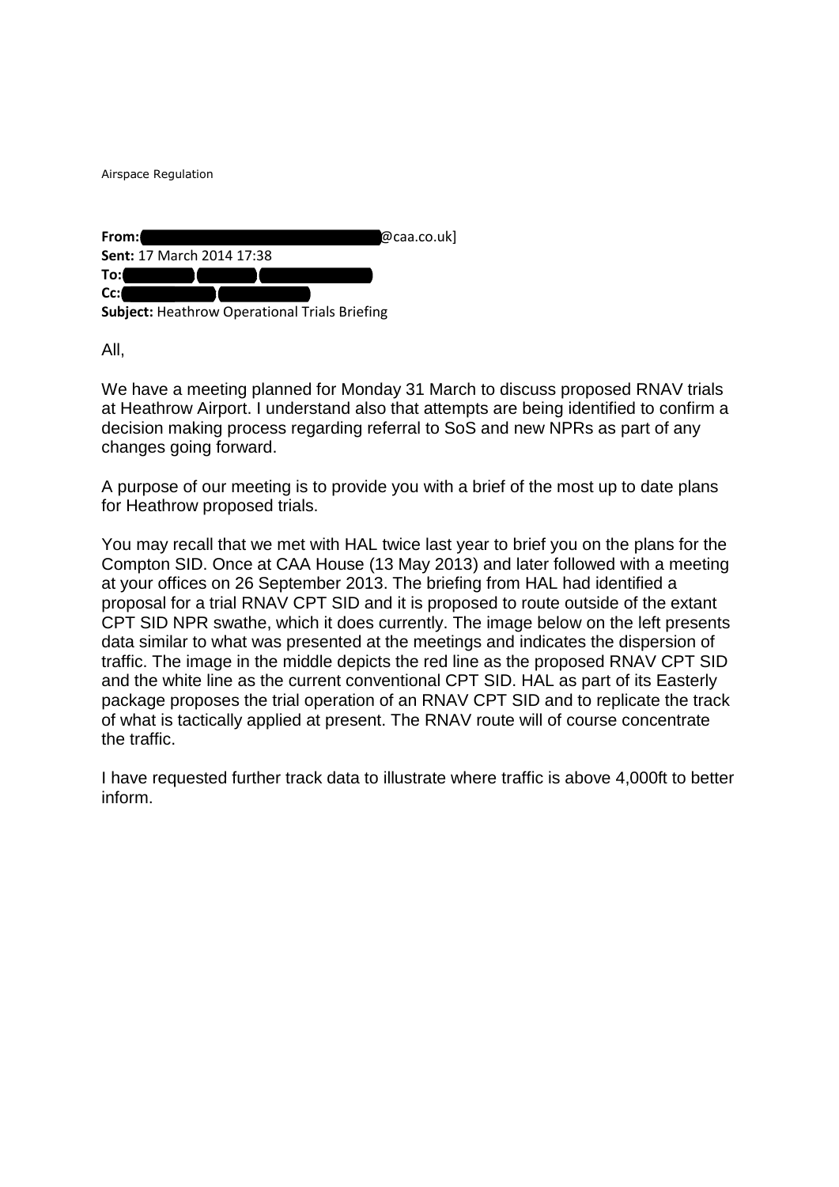Airspace Regulation

**From:** [redacted]@caa.co.uk]
**Sent:** 17 March 2014 17:38
**To:** [redacted]
**Cc:** [redacted]
**Subject:** Heathrow Operational Trials Briefing

All,

We have a meeting planned for Monday 31 March to discuss proposed RNAV trials at Heathrow Airport. I understand also that attempts are being identified to confirm a decision making process regarding referral to SoS and new NPRs as part of any changes going forward.

A purpose of our meeting is to provide you with a brief of the most up to date plans for Heathrow proposed trials.

You may recall that we met with HAL twice last year to brief you on the plans for the Compton SID. Once at CAA House (13 May 2013) and later followed with a meeting at your offices on 26 September 2013. The briefing from HAL had identified a proposal for a trial RNAV CPT SID and it is proposed to route outside of the extant CPT SID NPR swathe, which it does currently. The image below on the left presents data similar to what was presented at the meetings and indicates the dispersion of traffic. The image in the middle depicts the red line as the proposed RNAV CPT SID and the white line as the current conventional CPT SID. HAL as part of its Easterly package proposes the trial operation of an RNAV CPT SID and to replicate the track of what is tactically applied at present. The RNAV route will of course concentrate the traffic.

I have requested further track data to illustrate where traffic is above 4,000ft to better inform.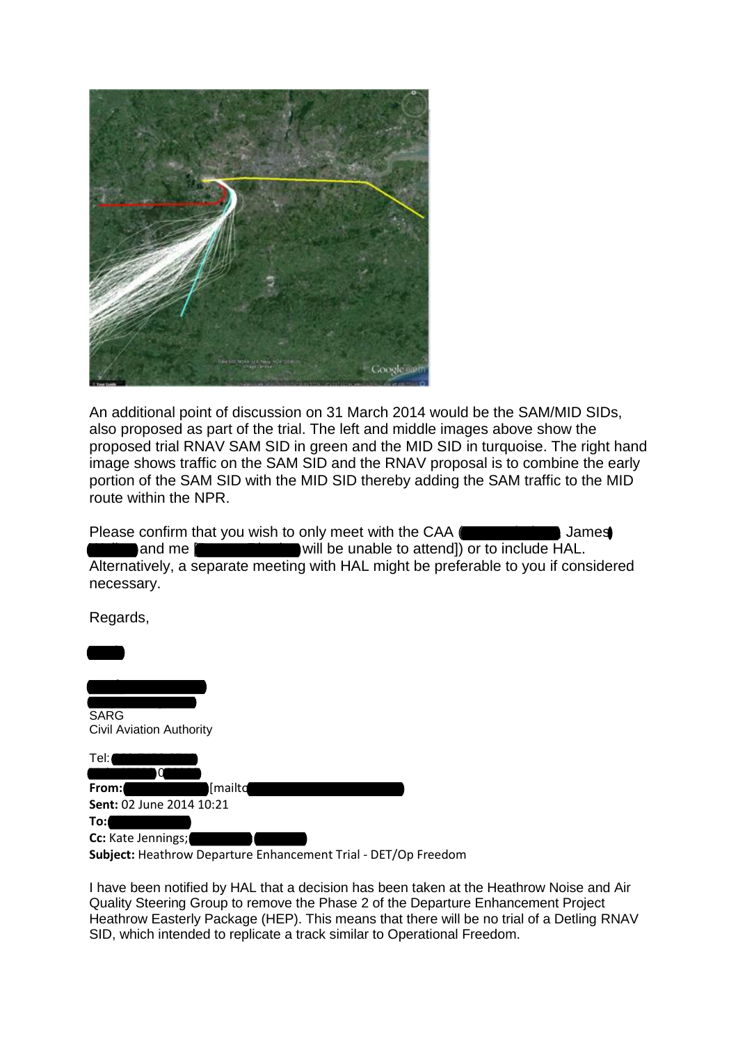An additional point of discussion on 31 March 2014 would be the SAM/MID SIDs, also proposed as part of the trial. The left and middle images above show the proposed trial RNAV SAM SID in green and the MID SID in turquoise. The right hand image shows traffic on the SAM SID and the RNAV proposal is to combine the early portion of the SAM SID with the MID SID thereby adding the SAM traffic to the MID route within the NPR.

Please confirm that you wish to only meet with the CAA ( , James and me [ will be unable to attend]) or to include HAL. Alternatively, a separate meeting with HAL might be preferable to you if considered necessary.

Regards,

SARG
Civil Aviation Authority

Tel:

**From:** [mailto
**Sent:** 02 June 2014 10:21
**To:**
**Cc:** Kate Jennings;
**Subject:** Heathrow Departure Enhancement Trial - DET/Op Freedom

I have been notified by HAL that a decision has been taken at the Heathrow Noise and Air Quality Steering Group to remove the Phase 2 of the Departure Enhancement Project Heathrow Easterly Package (HEP). This means that there will be no trial of a Detling RNAV SID, which intended to replicate a track similar to Operational Freedom.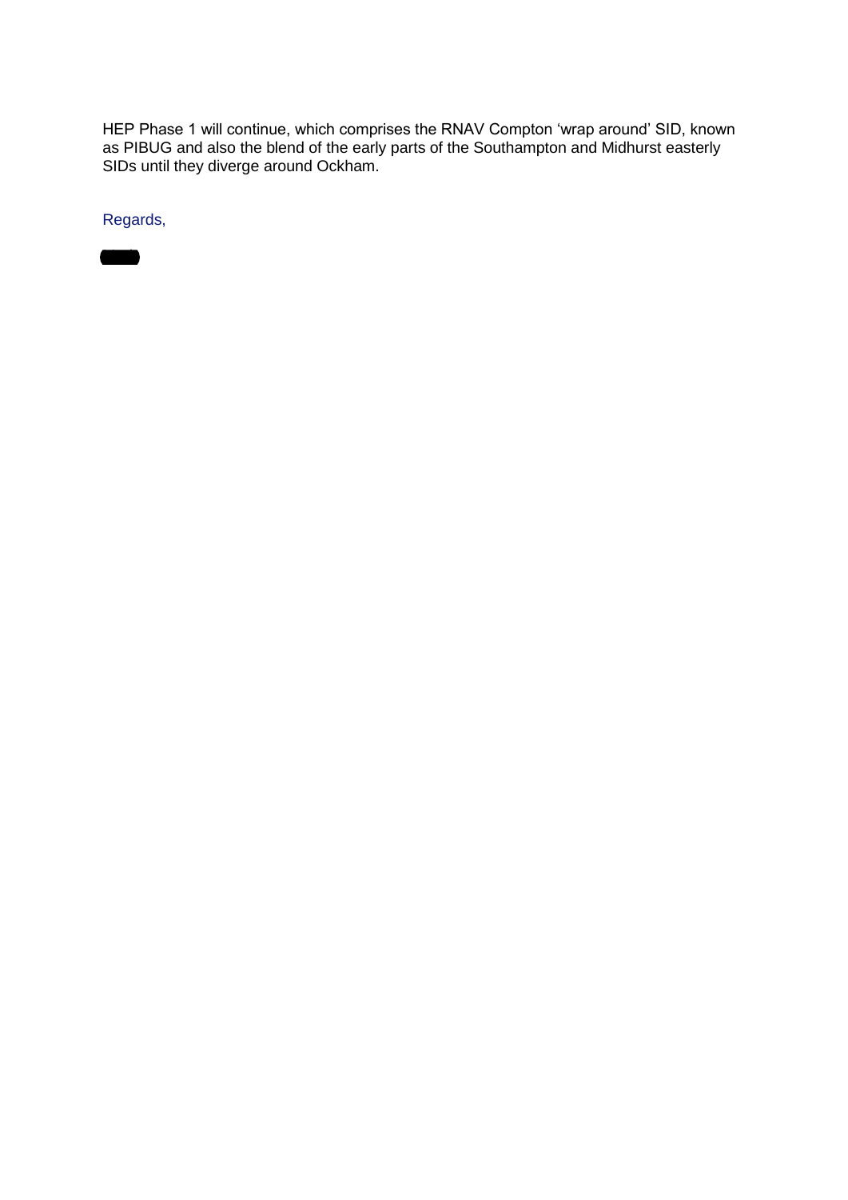HEP Phase 1 will continue, which comprises the RNAV Compton 'wrap around' SID, known as PIBUG and also the blend of the early parts of the Southampton and Midhurst easterly SIDs until they diverge around Ockham.

Regards,